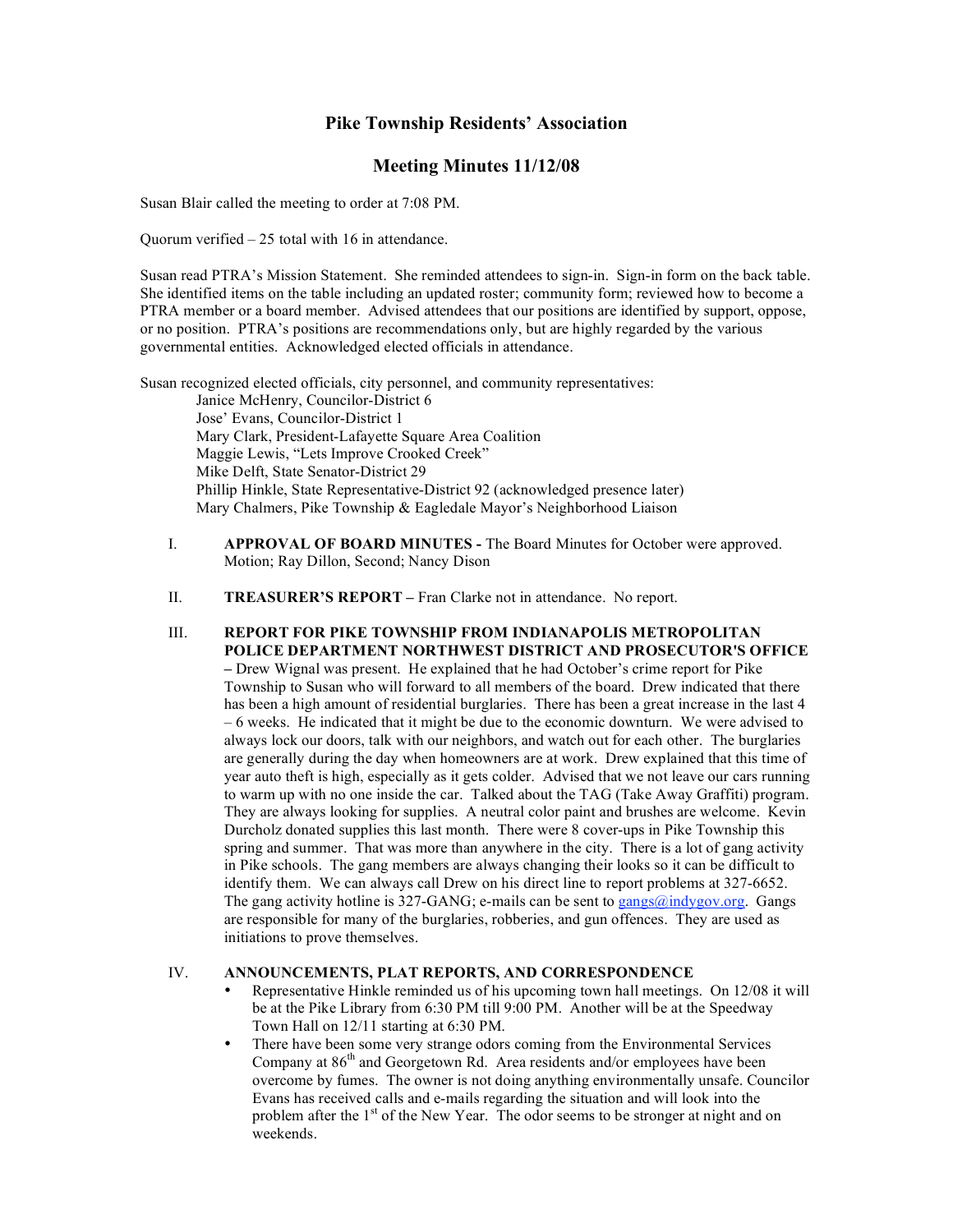# Pike Township Residents' Association

## Meeting Minutes 11/12/08

Susan Blair called the meeting to order at 7:08 PM.

Quorum verified – 25 total with 16 in attendance.

Susan read PTRA's Mission Statement. She reminded attendees to sign-in. Sign-in form on the back table. She identified items on the table including an updated roster; community form; reviewed how to become a PTRA member or a board member. Advised attendees that our positions are identified by support, oppose, or no position. PTRA's positions are recommendations only, but are highly regarded by the various governmental entities. Acknowledged elected officials in attendance.

Susan recognized elected officials, city personnel, and community representatives:

Janice McHenry, Councilor-District 6
Jose' Evans, Councilor-District 1
Mary Clark, President-Lafayette Square Area Coalition
Maggie Lewis, "Lets Improve Crooked Creek"
Mike Delft, State Senator-District 29
Phillip Hinkle, State Representative-District 92 (acknowledged presence later)
Mary Chalmers, Pike Township & Eagledale Mayor's Neighborhood Liaison

I. **APPROVAL OF BOARD MINUTES -** The Board Minutes for October were approved. Motion; Ray Dillon, Second; Nancy Dison

II. **TREASURER'S REPORT –** Fran Clarke not in attendance. No report.

III. **REPORT FOR PIKE TOWNSHIP FROM INDIANAPOLIS METROPOLITAN POLICE DEPARTMENT NORTHWEST DISTRICT AND PROSECUTOR'S OFFICE –** Drew Wignal was present. He explained that he had October's crime report for Pike Township to Susan who will forward to all members of the board. Drew indicated that there has been a high amount of residential burglaries. There has been a great increase in the last 4 – 6 weeks. He indicated that it might be due to the economic downturn. We were advised to always lock our doors, talk with our neighbors, and watch out for each other. The burglaries are generally during the day when homeowners are at work. Drew explained that this time of year auto theft is high, especially as it gets colder. Advised that we not leave our cars running to warm up with no one inside the car. Talked about the TAG (Take Away Graffiti) program. They are always looking for supplies. A neutral color paint and brushes are welcome. Kevin Durcholz donated supplies this last month. There were 8 cover-ups in Pike Township this spring and summer. That was more than anywhere in the city. There is a lot of gang activity in Pike schools. The gang members are always changing their looks so it can be difficult to identify them. We can always call Drew on his direct line to report problems at 327-6652. The gang activity hotline is 327-GANG; e-mails can be sent to gangs@indygov.org. Gangs are responsible for many of the burglaries, robberies, and gun offences. They are used as initiations to prove themselves.

IV. **ANNOUNCEMENTS, PLAT REPORTS, AND CORRESPONDENCE**

- Representative Hinkle reminded us of his upcoming town hall meetings. On 12/08 it will be at the Pike Library from 6:30 PM till 9:00 PM. Another will be at the Speedway Town Hall on 12/11 starting at 6:30 PM.
- There have been some very strange odors coming from the Environmental Services Company at 86th and Georgetown Rd. Area residents and/or employees have been overcome by fumes. The owner is not doing anything environmentally unsafe. Councilor Evans has received calls and e-mails regarding the situation and will look into the problem after the 1st of the New Year. The odor seems to be stronger at night and on weekends.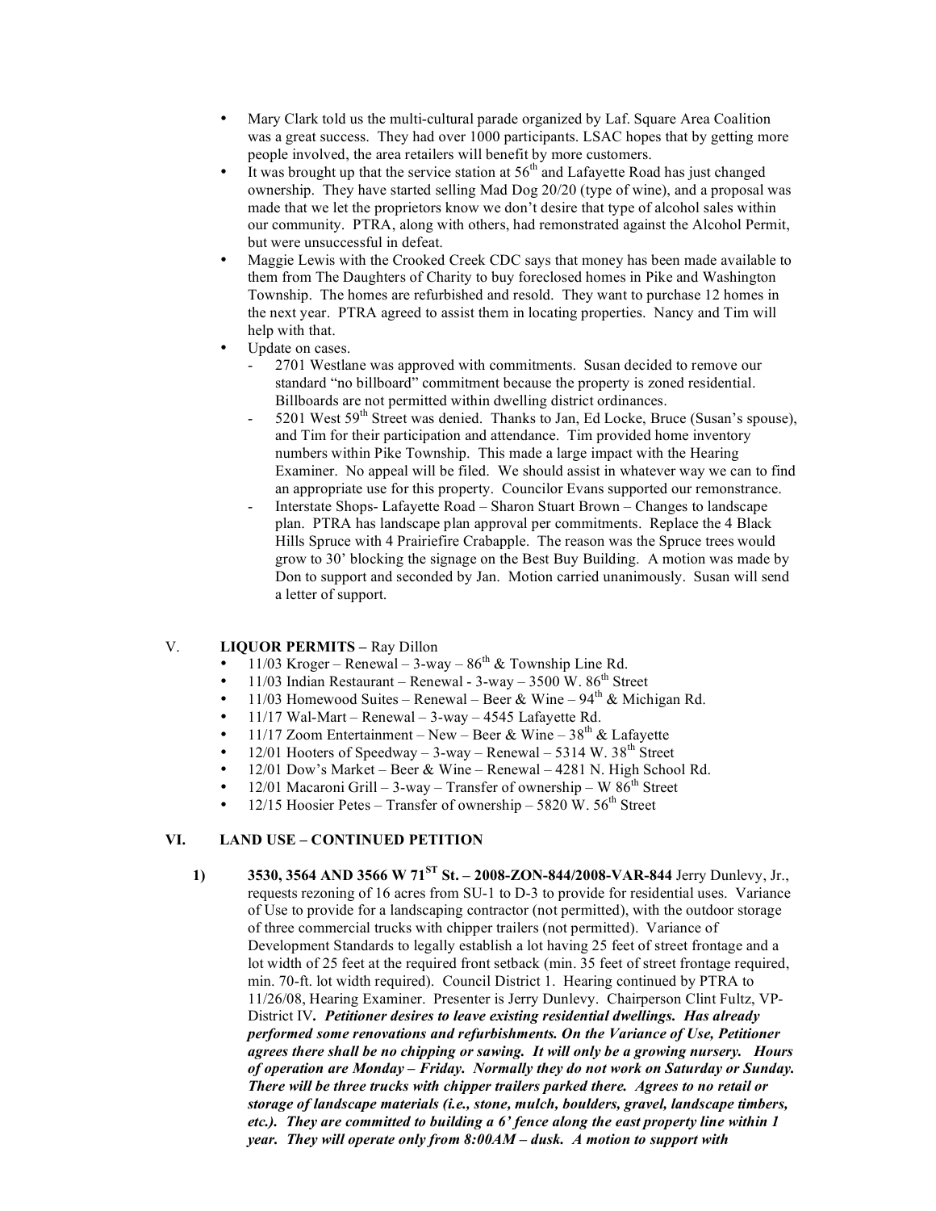- Mary Clark told us the multi-cultural parade organized by Laf. Square Area Coalition was a great success. They had over 1000 participants. LSAC hopes that by getting more people involved, the area retailers will benefit by more customers.
- It was brought up that the service station at 56th and Lafayette Road has just changed ownership. They have started selling Mad Dog 20/20 (type of wine), and a proposal was made that we let the proprietors know we don't desire that type of alcohol sales within our community. PTRA, along with others, had remonstrated against the Alcohol Permit, but were unsuccessful in defeat.
- Maggie Lewis with the Crooked Creek CDC says that money has been made available to them from The Daughters of Charity to buy foreclosed homes in Pike and Washington Township. The homes are refurbished and resold. They want to purchase 12 homes in the next year. PTRA agreed to assist them in locating properties. Nancy and Tim will help with that.
- Update on cases.
  - 2701 Westlane was approved with commitments. Susan decided to remove our standard "no billboard" commitment because the property is zoned residential. Billboards are not permitted within dwelling district ordinances.
  - 5201 West 59th Street was denied. Thanks to Jan, Ed Locke, Bruce (Susan's spouse), and Tim for their participation and attendance. Tim provided home inventory numbers within Pike Township. This made a large impact with the Hearing Examiner. No appeal will be filed. We should assist in whatever way we can to find an appropriate use for this property. Councilor Evans supported our remonstrance.
  - Interstate Shops- Lafayette Road – Sharon Stuart Brown – Changes to landscape plan. PTRA has landscape plan approval per commitments. Replace the 4 Black Hills Spruce with 4 Prairiefire Crabapple. The reason was the Spruce trees would grow to 30' blocking the signage on the Best Buy Building. A motion was made by Don to support and seconded by Jan. Motion carried unanimously. Susan will send a letter of support.

## V. LIQUOR PERMITS – Ray Dillon

- 11/03 Kroger – Renewal – 3-way – 86th & Township Line Rd.
- 11/03 Indian Restaurant – Renewal - 3-way – 3500 W. 86th Street
- 11/03 Homewood Suites – Renewal – Beer & Wine – 94th & Michigan Rd.
- 11/17 Wal-Mart – Renewal – 3-way – 4545 Lafayette Rd.
- 11/17 Zoom Entertainment – New – Beer & Wine – 38th & Lafayette
- 12/01 Hooters of Speedway – 3-way – Renewal – 5314 W. 38th Street
- 12/01 Dow's Market – Beer & Wine – Renewal – 4281 N. High School Rd.
- 12/01 Macaroni Grill – 3-way – Transfer of ownership – W 86th Street
- 12/15 Hoosier Petes – Transfer of ownership – 5820 W. 56th Street

## VI. LAND USE – CONTINUED PETITION

1) **3530, 3564 AND 3566 W 71ST St. – 2008-ZON-844/2008-VAR-844** Jerry Dunlevy, Jr., requests rezoning of 16 acres from SU-1 to D-3 to provide for residential uses. Variance of Use to provide for a landscaping contractor (not permitted), with the outdoor storage of three commercial trucks with chipper trailers (not permitted). Variance of Development Standards to legally establish a lot having 25 feet of street frontage and a lot width of 25 feet at the required front setback (min. 35 feet of street frontage required, min. 70-ft. lot width required). Council District 1. Hearing continued by PTRA to 11/26/08, Hearing Examiner. Presenter is Jerry Dunlevy. Chairperson Clint Fultz, VP-District IV. ***Petitioner desires to leave existing residential dwellings. Has already performed some renovations and refurbishments. On the Variance of Use, Petitioner agrees there shall be no chipping or sawing. It will only be a growing nursery. Hours of operation are Monday – Friday. Normally they do not work on Saturday or Sunday. There will be three trucks with chipper trailers parked there. Agrees to no retail or storage of landscape materials (i.e., stone, mulch, boulders, gravel, landscape timbers, etc.). They are committed to building a 6' fence along the east property line within 1 year. They will operate only from 8:00AM – dusk. A motion to support with***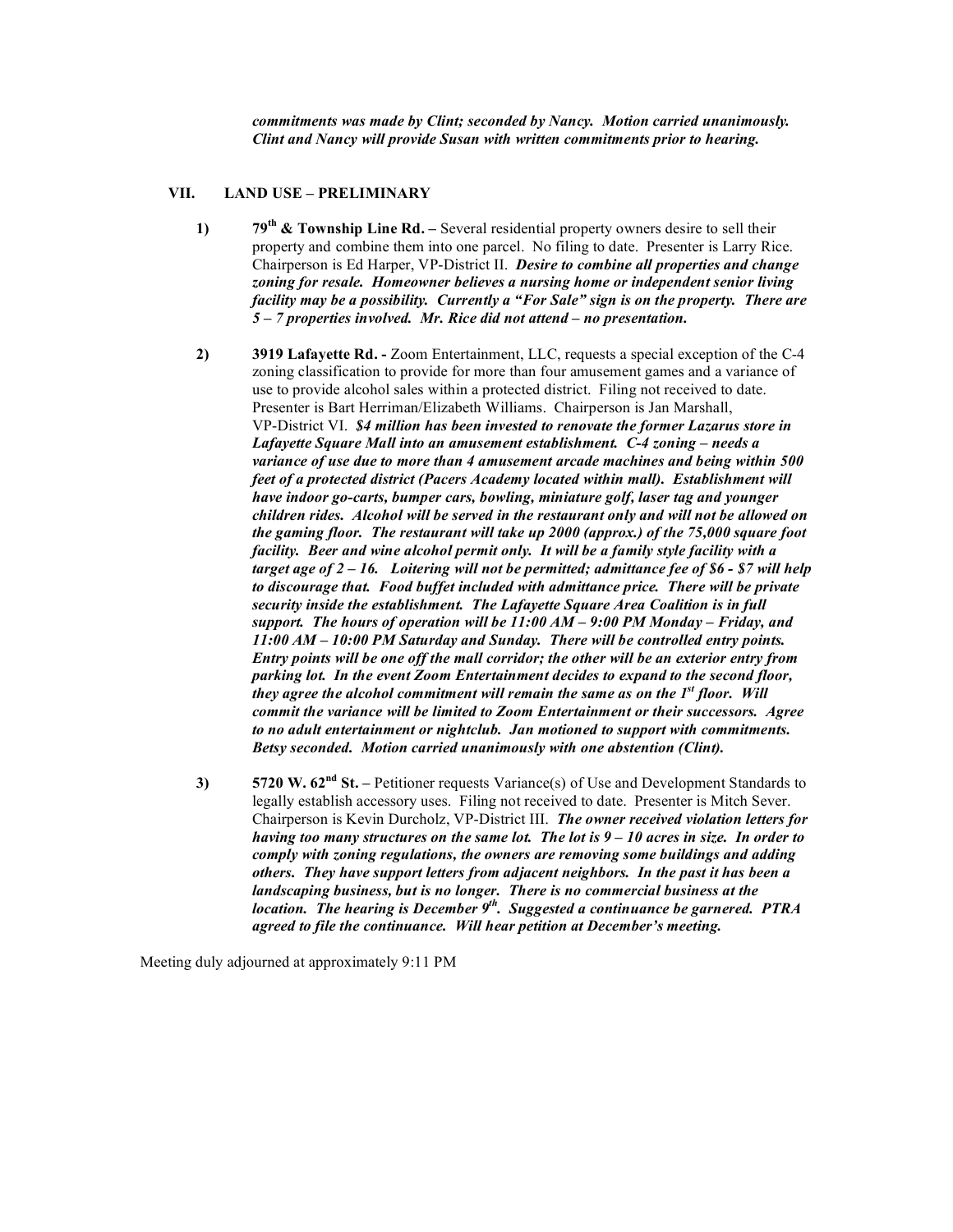***commitments was made by Clint; seconded by Nancy. Motion carried unanimously. Clint and Nancy will provide Susan with written commitments prior to hearing.***

## VII. LAND USE – PRELIMINARY

1) **79th & Township Line Rd. –** Several residential property owners desire to sell their property and combine them into one parcel. No filing to date. Presenter is Larry Rice. Chairperson is Ed Harper, VP-District II. ***Desire to combine all properties and change zoning for resale. Homeowner believes a nursing home or independent senior living facility may be a possibility. Currently a "For Sale" sign is on the property. There are 5 – 7 properties involved. Mr. Rice did not attend – no presentation.***

2) **3919 Lafayette Rd. -** Zoom Entertainment, LLC, requests a special exception of the C-4 zoning classification to provide for more than four amusement games and a variance of use to provide alcohol sales within a protected district. Filing not received to date. Presenter is Bart Herriman/Elizabeth Williams. Chairperson is Jan Marshall, VP-District VI. ***$4 million has been invested to renovate the former Lazarus store in Lafayette Square Mall into an amusement establishment. C-4 zoning – needs a variance of use due to more than 4 amusement arcade machines and being within 500 feet of a protected district (Pacers Academy located within mall). Establishment will have indoor go-carts, bumper cars, bowling, miniature golf, laser tag and younger children rides. Alcohol will be served in the restaurant only and will not be allowed on the gaming floor. The restaurant will take up 2000 (approx.) of the 75,000 square foot facility. Beer and wine alcohol permit only. It will be a family style facility with a target age of 2 – 16. Loitering will not be permitted; admittance fee of $6 - $7 will help to discourage that. Food buffet included with admittance price. There will be private security inside the establishment. The Lafayette Square Area Coalition is in full support. The hours of operation will be 11:00 AM – 9:00 PM Monday – Friday, and 11:00 AM – 10:00 PM Saturday and Sunday. There will be controlled entry points. Entry points will be one off the mall corridor; the other will be an exterior entry from parking lot. In the event Zoom Entertainment decides to expand to the second floor, they agree the alcohol commitment will remain the same as on the 1st floor. Will commit the variance will be limited to Zoom Entertainment or their successors. Agree to no adult entertainment or nightclub. Jan motioned to support with commitments. Betsy seconded. Motion carried unanimously with one abstention (Clint).***

3) **5720 W. 62nd St. –** Petitioner requests Variance(s) of Use and Development Standards to legally establish accessory uses. Filing not received to date. Presenter is Mitch Sever. Chairperson is Kevin Durcholz, VP-District III. ***The owner received violation letters for having too many structures on the same lot. The lot is 9 – 10 acres in size. In order to comply with zoning regulations, the owners are removing some buildings and adding others. They have support letters from adjacent neighbors. In the past it has been a landscaping business, but is no longer. There is no commercial business at the location. The hearing is December 9th. Suggested a continuance be garnered. PTRA agreed to file the continuance. Will hear petition at December's meeting.***

Meeting duly adjourned at approximately 9:11 PM